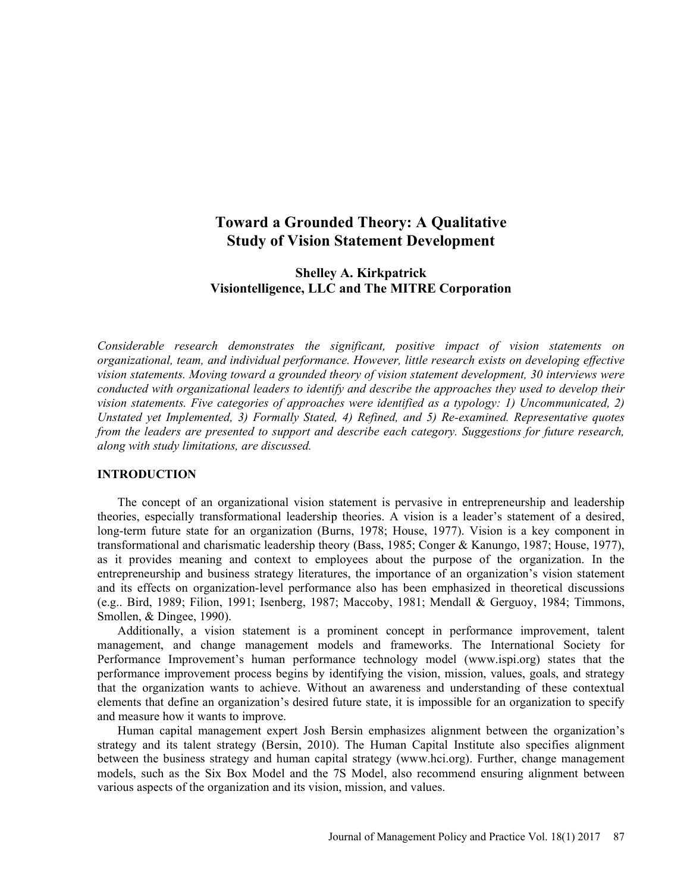# Toward a Grounded Theory: A Qualitative Study of Vision Statement Development

**Shelley A. Kirkpatrick**
**Visiontelligence, LLC and The MITRE Corporation**

*Considerable research demonstrates the significant, positive impact of vision statements on organizational, team, and individual performance. However, little research exists on developing effective vision statements. Moving toward a grounded theory of vision statement development, 30 interviews were conducted with organizational leaders to identify and describe the approaches they used to develop their vision statements. Five categories of approaches were identified as a typology: 1) Uncommunicated, 2) Unstated yet Implemented, 3) Formally Stated, 4) Refined, and 5) Re-examined. Representative quotes from the leaders are presented to support and describe each category. Suggestions for future research, along with study limitations, are discussed.*

## INTRODUCTION

The concept of an organizational vision statement is pervasive in entrepreneurship and leadership theories, especially transformational leadership theories. A vision is a leader's statement of a desired, long-term future state for an organization (Burns, 1978; House, 1977). Vision is a key component in transformational and charismatic leadership theory (Bass, 1985; Conger & Kanungo, 1987; House, 1977), as it provides meaning and context to employees about the purpose of the organization. In the entrepreneurship and business strategy literatures, the importance of an organization's vision statement and its effects on organization-level performance also has been emphasized in theoretical discussions (e.g.. Bird, 1989; Filion, 1991; Isenberg, 1987; Maccoby, 1981; Mendall & Gerguoy, 1984; Timmons, Smollen, & Dingee, 1990).

Additionally, a vision statement is a prominent concept in performance improvement, talent management, and change management models and frameworks. The International Society for Performance Improvement's human performance technology model (www.ispi.org) states that the performance improvement process begins by identifying the vision, mission, values, goals, and strategy that the organization wants to achieve. Without an awareness and understanding of these contextual elements that define an organization's desired future state, it is impossible for an organization to specify and measure how it wants to improve.

Human capital management expert Josh Bersin emphasizes alignment between the organization's strategy and its talent strategy (Bersin, 2010). The Human Capital Institute also specifies alignment between the business strategy and human capital strategy (www.hci.org). Further, change management models, such as the Six Box Model and the 7S Model, also recommend ensuring alignment between various aspects of the organization and its vision, mission, and values.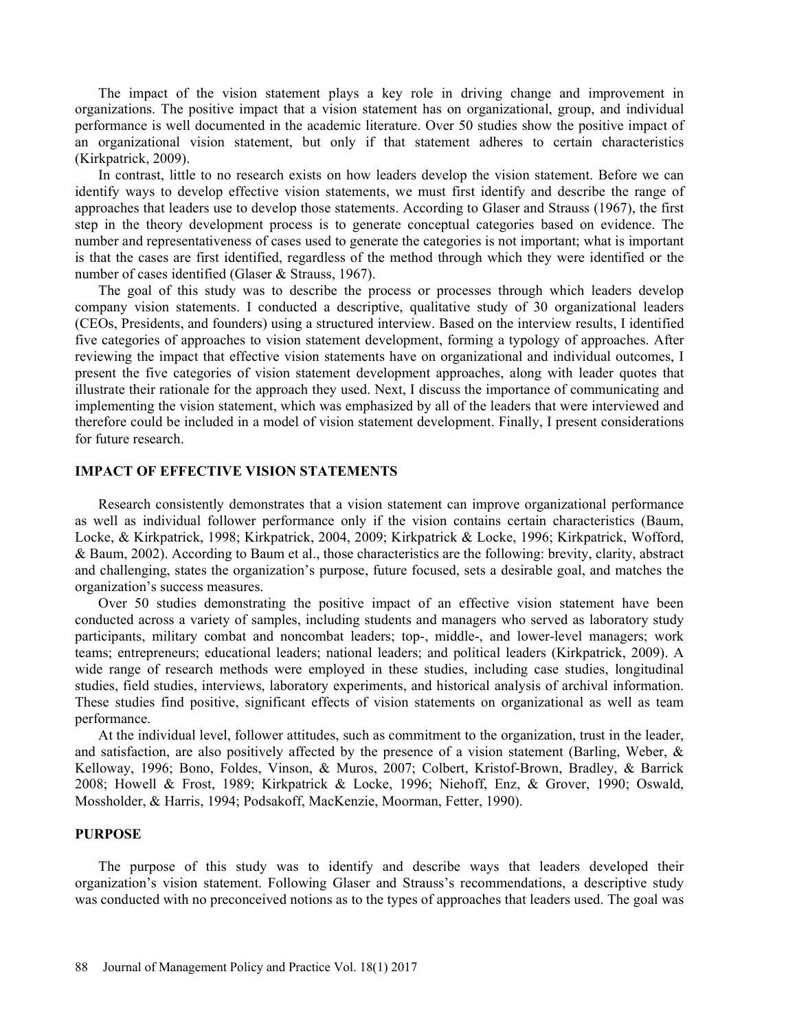The impact of the vision statement plays a key role in driving change and improvement in organizations. The positive impact that a vision statement has on organizational, group, and individual performance is well documented in the academic literature. Over 50 studies show the positive impact of an organizational vision statement, but only if that statement adheres to certain characteristics (Kirkpatrick, 2009).

In contrast, little to no research exists on how leaders develop the vision statement. Before we can identify ways to develop effective vision statements, we must first identify and describe the range of approaches that leaders use to develop those statements. According to Glaser and Strauss (1967), the first step in the theory development process is to generate conceptual categories based on evidence. The number and representativeness of cases used to generate the categories is not important; what is important is that the cases are first identified, regardless of the method through which they were identified or the number of cases identified (Glaser & Strauss, 1967).

The goal of this study was to describe the process or processes through which leaders develop company vision statements. I conducted a descriptive, qualitative study of 30 organizational leaders (CEOs, Presidents, and founders) using a structured interview. Based on the interview results, I identified five categories of approaches to vision statement development, forming a typology of approaches. After reviewing the impact that effective vision statements have on organizational and individual outcomes, I present the five categories of vision statement development approaches, along with leader quotes that illustrate their rationale for the approach they used. Next, I discuss the importance of communicating and implementing the vision statement, which was emphasized by all of the leaders that were interviewed and therefore could be included in a model of vision statement development. Finally, I present considerations for future research.

## IMPACT OF EFFECTIVE VISION STATEMENTS

Research consistently demonstrates that a vision statement can improve organizational performance as well as individual follower performance only if the vision contains certain characteristics (Baum, Locke, & Kirkpatrick, 1998; Kirkpatrick, 2004, 2009; Kirkpatrick & Locke, 1996; Kirkpatrick, Wofford, & Baum, 2002). According to Baum et al., those characteristics are the following: brevity, clarity, abstract and challenging, states the organization's purpose, future focused, sets a desirable goal, and matches the organization's success measures.

Over 50 studies demonstrating the positive impact of an effective vision statement have been conducted across a variety of samples, including students and managers who served as laboratory study participants, military combat and noncombat leaders; top-, middle-, and lower-level managers; work teams; entrepreneurs; educational leaders; national leaders; and political leaders (Kirkpatrick, 2009). A wide range of research methods were employed in these studies, including case studies, longitudinal studies, field studies, interviews, laboratory experiments, and historical analysis of archival information. These studies find positive, significant effects of vision statements on organizational as well as team performance.

At the individual level, follower attitudes, such as commitment to the organization, trust in the leader, and satisfaction, are also positively affected by the presence of a vision statement (Barling, Weber, & Kelloway, 1996; Bono, Foldes, Vinson, & Muros, 2007; Colbert, Kristof-Brown, Bradley, & Barrick 2008; Howell & Frost, 1989; Kirkpatrick & Locke, 1996; Niehoff, Enz, & Grover, 1990; Oswald, Mossholder, & Harris, 1994; Podsakoff, MacKenzie, Moorman, Fetter, 1990).

## PURPOSE

The purpose of this study was to identify and describe ways that leaders developed their organization's vision statement. Following Glaser and Strauss's recommendations, a descriptive study was conducted with no preconceived notions as to the types of approaches that leaders used. The goal was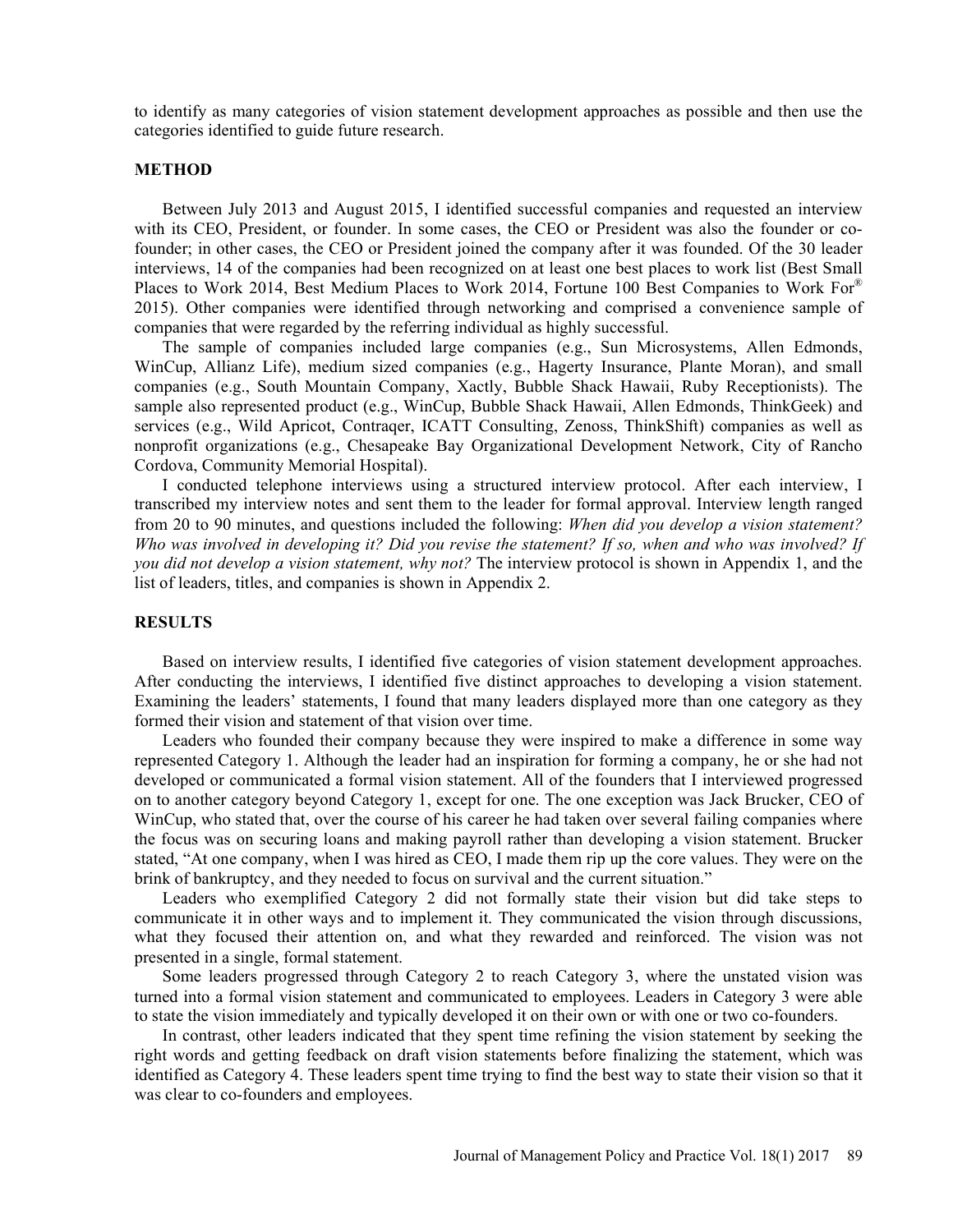to identify as many categories of vision statement development approaches as possible and then use the categories identified to guide future research.

## METHOD

Between July 2013 and August 2015, I identified successful companies and requested an interview with its CEO, President, or founder. In some cases, the CEO or President was also the founder or co-founder; in other cases, the CEO or President joined the company after it was founded. Of the 30 leader interviews, 14 of the companies had been recognized on at least one best places to work list (Best Small Places to Work 2014, Best Medium Places to Work 2014, Fortune 100 Best Companies to Work For® 2015). Other companies were identified through networking and comprised a convenience sample of companies that were regarded by the referring individual as highly successful.

The sample of companies included large companies (e.g., Sun Microsystems, Allen Edmonds, WinCup, Allianz Life), medium sized companies (e.g., Hagerty Insurance, Plante Moran), and small companies (e.g., South Mountain Company, Xactly, Bubble Shack Hawaii, Ruby Receptionists). The sample also represented product (e.g., WinCup, Bubble Shack Hawaii, Allen Edmonds, ThinkGeek) and services (e.g., Wild Apricot, Contraqer, ICATT Consulting, Zenoss, ThinkShift) companies as well as nonprofit organizations (e.g., Chesapeake Bay Organizational Development Network, City of Rancho Cordova, Community Memorial Hospital).

I conducted telephone interviews using a structured interview protocol. After each interview, I transcribed my interview notes and sent them to the leader for formal approval. Interview length ranged from 20 to 90 minutes, and questions included the following: *When did you develop a vision statement? Who was involved in developing it? Did you revise the statement? If so, when and who was involved? If you did not develop a vision statement, why not?* The interview protocol is shown in Appendix 1, and the list of leaders, titles, and companies is shown in Appendix 2.

## RESULTS

Based on interview results, I identified five categories of vision statement development approaches. After conducting the interviews, I identified five distinct approaches to developing a vision statement. Examining the leaders' statements, I found that many leaders displayed more than one category as they formed their vision and statement of that vision over time.

Leaders who founded their company because they were inspired to make a difference in some way represented Category 1. Although the leader had an inspiration for forming a company, he or she had not developed or communicated a formal vision statement. All of the founders that I interviewed progressed on to another category beyond Category 1, except for one. The one exception was Jack Brucker, CEO of WinCup, who stated that, over the course of his career he had taken over several failing companies where the focus was on securing loans and making payroll rather than developing a vision statement. Brucker stated, "At one company, when I was hired as CEO, I made them rip up the core values. They were on the brink of bankruptcy, and they needed to focus on survival and the current situation."

Leaders who exemplified Category 2 did not formally state their vision but did take steps to communicate it in other ways and to implement it. They communicated the vision through discussions, what they focused their attention on, and what they rewarded and reinforced. The vision was not presented in a single, formal statement.

Some leaders progressed through Category 2 to reach Category 3, where the unstated vision was turned into a formal vision statement and communicated to employees. Leaders in Category 3 were able to state the vision immediately and typically developed it on their own or with one or two co-founders.

In contrast, other leaders indicated that they spent time refining the vision statement by seeking the right words and getting feedback on draft vision statements before finalizing the statement, which was identified as Category 4. These leaders spent time trying to find the best way to state their vision so that it was clear to co-founders and employees.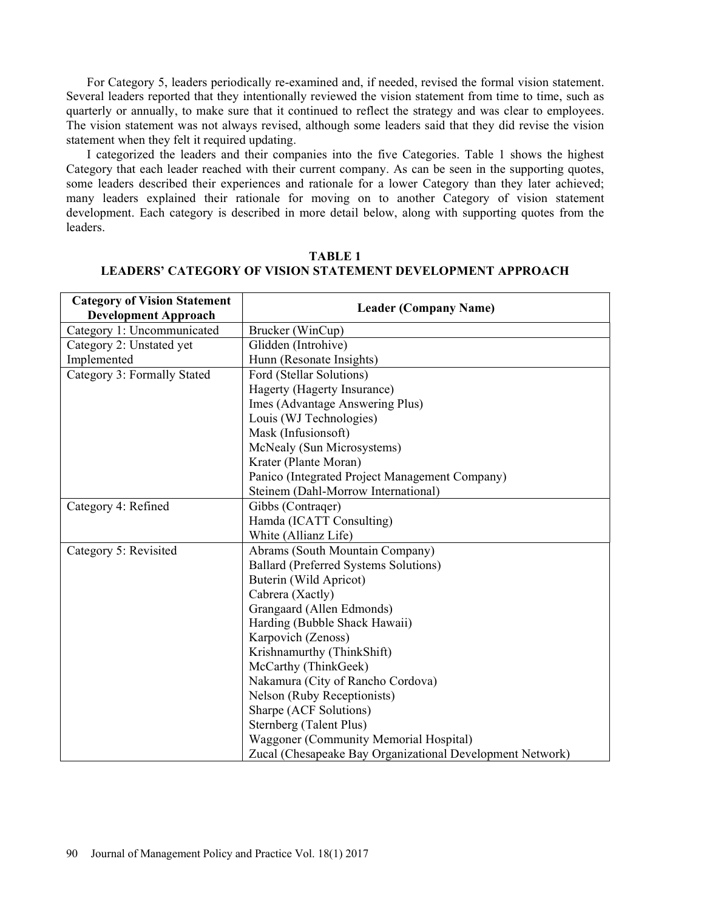For Category 5, leaders periodically re-examined and, if needed, revised the formal vision statement. Several leaders reported that they intentionally reviewed the vision statement from time to time, such as quarterly or annually, to make sure that it continued to reflect the strategy and was clear to employees. The vision statement was not always revised, although some leaders said that they did revise the vision statement when they felt it required updating.

I categorized the leaders and their companies into the five Categories. Table 1 shows the highest Category that each leader reached with their current company. As can be seen in the supporting quotes, some leaders described their experiences and rationale for a lower Category than they later achieved; many leaders explained their rationale for moving on to another Category of vision statement development. Each category is described in more detail below, along with supporting quotes from the leaders.

**TABLE 1**
**LEADERS' CATEGORY OF VISION STATEMENT DEVELOPMENT APPROACH**

| Category of Vision Statement Development Approach | Leader (Company Name) |
|---|---|
| Category 1: Uncommunicated | Brucker (WinCup) |
| Category 2: Unstated yet Implemented | Glidden (Introhive) |
| | Hunn (Resonate Insights) |
| Category 3: Formally Stated | Ford (Stellar Solutions) |
| | Hagerty (Hagerty Insurance) |
| | Imes (Advantage Answering Plus) |
| | Louis (WJ Technologies) |
| | Mask (Infusionsoft) |
| | McNealy (Sun Microsystems) |
| | Krater (Plante Moran) |
| | Panico (Integrated Project Management Company) |
| | Steinem (Dahl-Morrow International) |
| Category 4: Refined | Gibbs (Contraqer) |
| | Hamda (ICATT Consulting) |
| | White (Allianz Life) |
| Category 5: Revisited | Abrams (South Mountain Company) |
| | Ballard (Preferred Systems Solutions) |
| | Buterin (Wild Apricot) |
| | Cabrera (Xactly) |
| | Grangaard (Allen Edmonds) |
| | Harding (Bubble Shack Hawaii) |
| | Karpovich (Zenoss) |
| | Krishnamurthy (ThinkShift) |
| | McCarthy (ThinkGeek) |
| | Nakamura (City of Rancho Cordova) |
| | Nelson (Ruby Receptionists) |
| | Sharpe (ACF Solutions) |
| | Sternberg (Talent Plus) |
| | Waggoner (Community Memorial Hospital) |
| | Zucal (Chesapeake Bay Organizational Development Network) |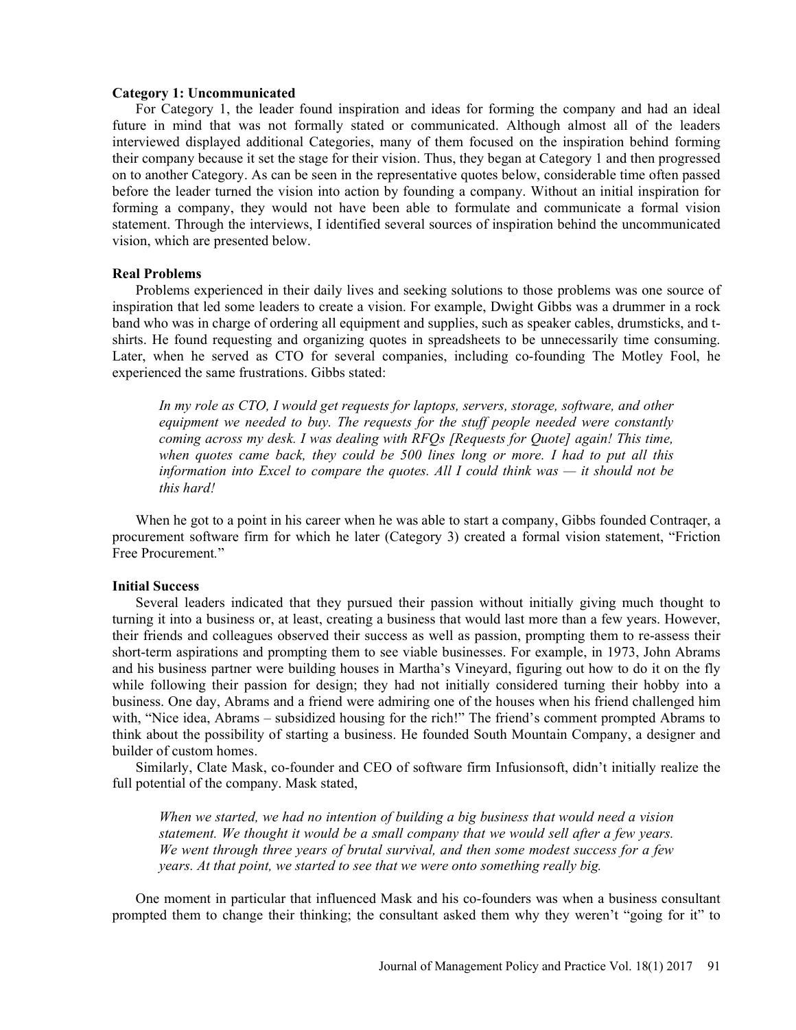**Category 1: Uncommunicated**

For Category 1, the leader found inspiration and ideas for forming the company and had an ideal future in mind that was not formally stated or communicated. Although almost all of the leaders interviewed displayed additional Categories, many of them focused on the inspiration behind forming their company because it set the stage for their vision. Thus, they began at Category 1 and then progressed on to another Category. As can be seen in the representative quotes below, considerable time often passed before the leader turned the vision into action by founding a company. Without an initial inspiration for forming a company, they would not have been able to formulate and communicate a formal vision statement. Through the interviews, I identified several sources of inspiration behind the uncommunicated vision, which are presented below.

**Real Problems**

Problems experienced in their daily lives and seeking solutions to those problems was one source of inspiration that led some leaders to create a vision. For example, Dwight Gibbs was a drummer in a rock band who was in charge of ordering all equipment and supplies, such as speaker cables, drumsticks, and t-shirts. He found requesting and organizing quotes in spreadsheets to be unnecessarily time consuming. Later, when he served as CTO for several companies, including co-founding The Motley Fool, he experienced the same frustrations. Gibbs stated:

> *In my role as CTO, I would get requests for laptops, servers, storage, software, and other equipment we needed to buy. The requests for the stuff people needed were constantly coming across my desk. I was dealing with RFQs [Requests for Quote] again! This time, when quotes came back, they could be 500 lines long or more. I had to put all this information into Excel to compare the quotes. All I could think was — it should not be this hard!*

When he got to a point in his career when he was able to start a company, Gibbs founded Contraqer, a procurement software firm for which he later (Category 3) created a formal vision statement, "Friction Free Procurement."

**Initial Success**

Several leaders indicated that they pursued their passion without initially giving much thought to turning it into a business or, at least, creating a business that would last more than a few years. However, their friends and colleagues observed their success as well as passion, prompting them to re-assess their short-term aspirations and prompting them to see viable businesses. For example, in 1973, John Abrams and his business partner were building houses in Martha's Vineyard, figuring out how to do it on the fly while following their passion for design; they had not initially considered turning their hobby into a business. One day, Abrams and a friend were admiring one of the houses when his friend challenged him with, "Nice idea, Abrams – subsidized housing for the rich!" The friend's comment prompted Abrams to think about the possibility of starting a business. He founded South Mountain Company, a designer and builder of custom homes.

Similarly, Clate Mask, co-founder and CEO of software firm Infusionsoft, didn't initially realize the full potential of the company. Mask stated,

> *When we started, we had no intention of building a big business that would need a vision statement. We thought it would be a small company that we would sell after a few years. We went through three years of brutal survival, and then some modest success for a few years. At that point, we started to see that we were onto something really big.*

One moment in particular that influenced Mask and his co-founders was when a business consultant prompted them to change their thinking; the consultant asked them why they weren't "going for it" to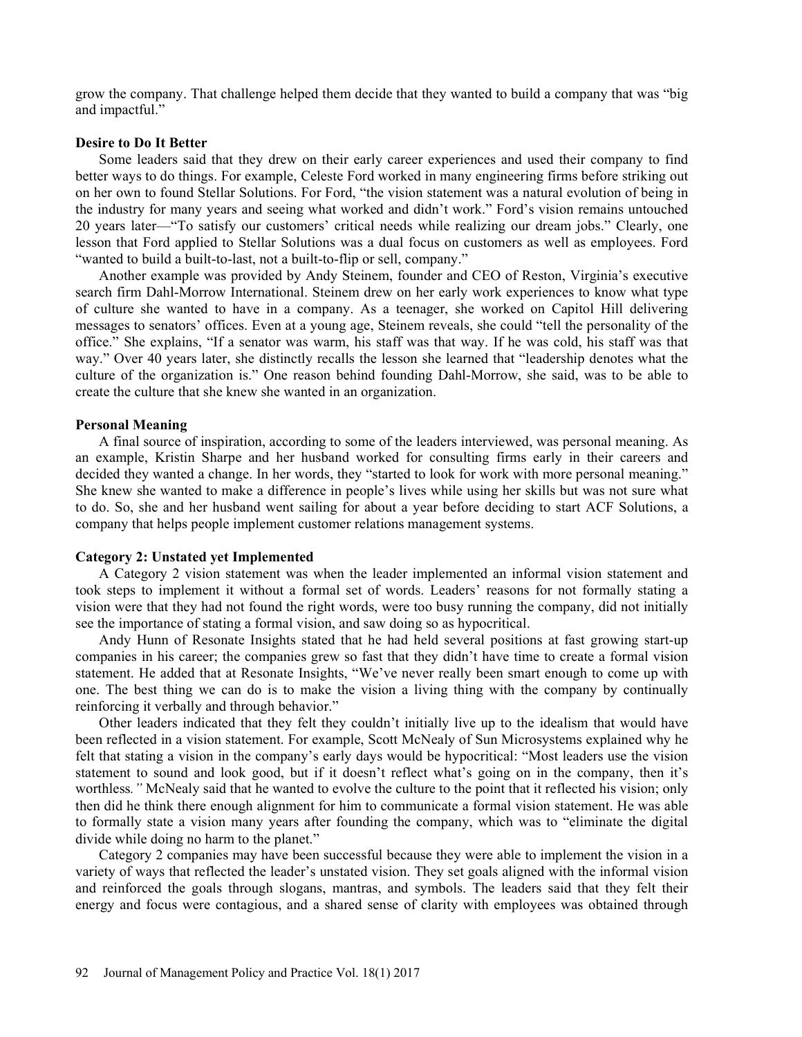grow the company. That challenge helped them decide that they wanted to build a company that was "big and impactful."

**Desire to Do It Better**

Some leaders said that they drew on their early career experiences and used their company to find better ways to do things. For example, Celeste Ford worked in many engineering firms before striking out on her own to found Stellar Solutions. For Ford, "the vision statement was a natural evolution of being in the industry for many years and seeing what worked and didn't work." Ford's vision remains untouched 20 years later—"To satisfy our customers' critical needs while realizing our dream jobs." Clearly, one lesson that Ford applied to Stellar Solutions was a dual focus on customers as well as employees. Ford "wanted to build a built-to-last, not a built-to-flip or sell, company."

Another example was provided by Andy Steinem, founder and CEO of Reston, Virginia's executive search firm Dahl-Morrow International. Steinem drew on her early work experiences to know what type of culture she wanted to have in a company. As a teenager, she worked on Capitol Hill delivering messages to senators' offices. Even at a young age, Steinem reveals, she could "tell the personality of the office." She explains, "If a senator was warm, his staff was that way. If he was cold, his staff was that way." Over 40 years later, she distinctly recalls the lesson she learned that "leadership denotes what the culture of the organization is." One reason behind founding Dahl-Morrow, she said, was to be able to create the culture that she knew she wanted in an organization.

**Personal Meaning**

A final source of inspiration, according to some of the leaders interviewed, was personal meaning. As an example, Kristin Sharpe and her husband worked for consulting firms early in their careers and decided they wanted a change. In her words, they "started to look for work with more personal meaning." She knew she wanted to make a difference in people's lives while using her skills but was not sure what to do. So, she and her husband went sailing for about a year before deciding to start ACF Solutions, a company that helps people implement customer relations management systems.

**Category 2: Unstated yet Implemented**

A Category 2 vision statement was when the leader implemented an informal vision statement and took steps to implement it without a formal set of words. Leaders' reasons for not formally stating a vision were that they had not found the right words, were too busy running the company, did not initially see the importance of stating a formal vision, and saw doing so as hypocritical.

Andy Hunn of Resonate Insights stated that he had held several positions at fast growing start-up companies in his career; the companies grew so fast that they didn't have time to create a formal vision statement. He added that at Resonate Insights, "We've never really been smart enough to come up with one. The best thing we can do is to make the vision a living thing with the company by continually reinforcing it verbally and through behavior."

Other leaders indicated that they felt they couldn't initially live up to the idealism that would have been reflected in a vision statement. For example, Scott McNealy of Sun Microsystems explained why he felt that stating a vision in the company's early days would be hypocritical: "Most leaders use the vision statement to sound and look good, but if it doesn't reflect what's going on in the company, then it's worthless*."* McNealy said that he wanted to evolve the culture to the point that it reflected his vision; only then did he think there enough alignment for him to communicate a formal vision statement. He was able to formally state a vision many years after founding the company, which was to "eliminate the digital divide while doing no harm to the planet."

Category 2 companies may have been successful because they were able to implement the vision in a variety of ways that reflected the leader's unstated vision. They set goals aligned with the informal vision and reinforced the goals through slogans, mantras, and symbols. The leaders said that they felt their energy and focus were contagious, and a shared sense of clarity with employees was obtained through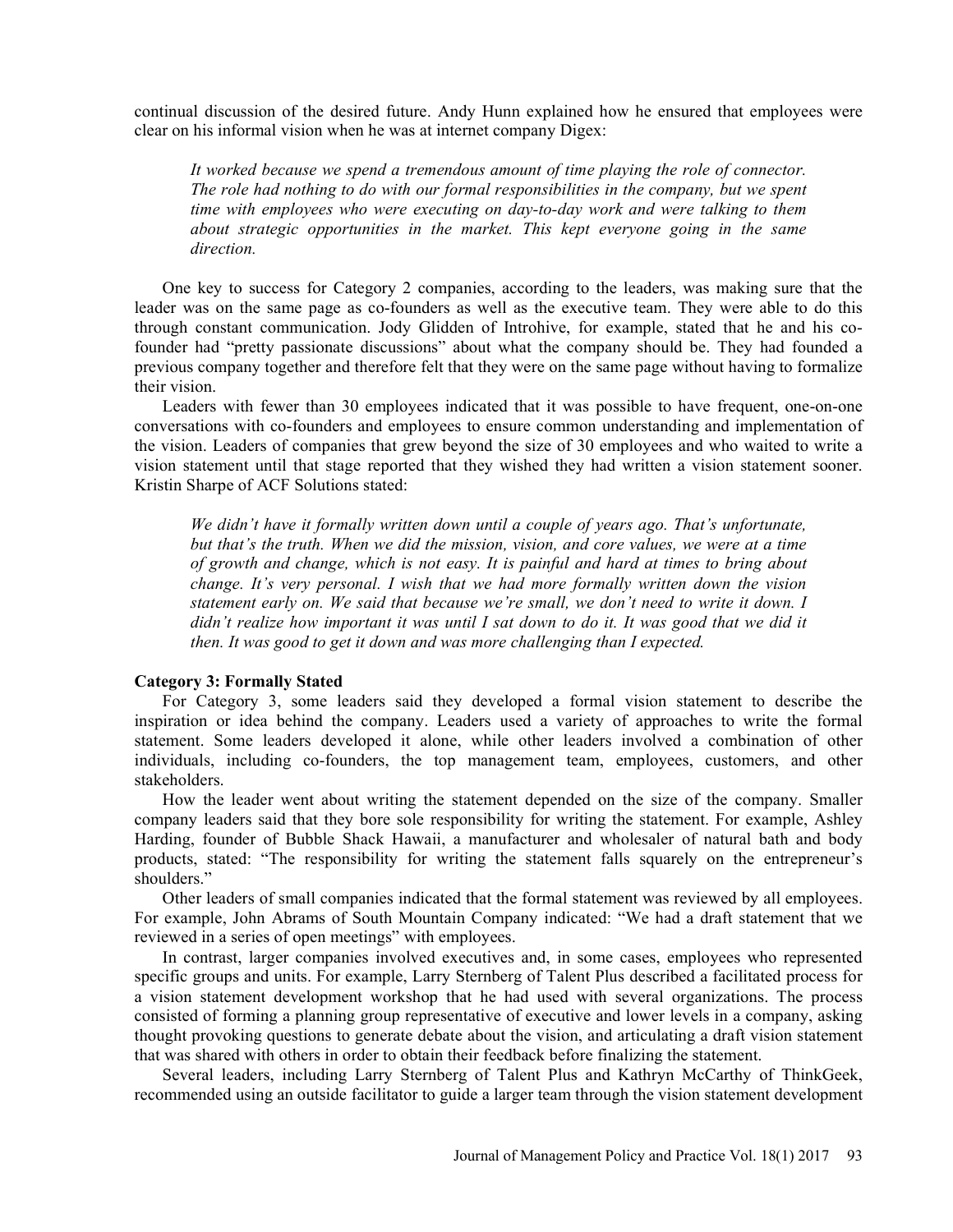continual discussion of the desired future. Andy Hunn explained how he ensured that employees were clear on his informal vision when he was at internet company Digex:

> *It worked because we spend a tremendous amount of time playing the role of connector. The role had nothing to do with our formal responsibilities in the company, but we spent time with employees who were executing on day-to-day work and were talking to them about strategic opportunities in the market. This kept everyone going in the same direction.*

One key to success for Category 2 companies, according to the leaders, was making sure that the leader was on the same page as co-founders as well as the executive team. They were able to do this through constant communication. Jody Glidden of Introhive, for example, stated that he and his co-founder had "pretty passionate discussions" about what the company should be. They had founded a previous company together and therefore felt that they were on the same page without having to formalize their vision.

Leaders with fewer than 30 employees indicated that it was possible to have frequent, one-on-one conversations with co-founders and employees to ensure common understanding and implementation of the vision. Leaders of companies that grew beyond the size of 30 employees and who waited to write a vision statement until that stage reported that they wished they had written a vision statement sooner. Kristin Sharpe of ACF Solutions stated:

> *We didn't have it formally written down until a couple of years ago. That's unfortunate, but that's the truth. When we did the mission, vision, and core values, we were at a time of growth and change, which is not easy. It is painful and hard at times to bring about change. It's very personal. I wish that we had more formally written down the vision statement early on. We said that because we're small, we don't need to write it down. I didn't realize how important it was until I sat down to do it. It was good that we did it then. It was good to get it down and was more challenging than I expected.*

**Category 3: Formally Stated**

For Category 3, some leaders said they developed a formal vision statement to describe the inspiration or idea behind the company. Leaders used a variety of approaches to write the formal statement. Some leaders developed it alone, while other leaders involved a combination of other individuals, including co-founders, the top management team, employees, customers, and other stakeholders.

How the leader went about writing the statement depended on the size of the company. Smaller company leaders said that they bore sole responsibility for writing the statement. For example, Ashley Harding, founder of Bubble Shack Hawaii, a manufacturer and wholesaler of natural bath and body products, stated: "The responsibility for writing the statement falls squarely on the entrepreneur's shoulders."

Other leaders of small companies indicated that the formal statement was reviewed by all employees. For example, John Abrams of South Mountain Company indicated: "We had a draft statement that we reviewed in a series of open meetings" with employees.

In contrast, larger companies involved executives and, in some cases, employees who represented specific groups and units. For example, Larry Sternberg of Talent Plus described a facilitated process for a vision statement development workshop that he had used with several organizations. The process consisted of forming a planning group representative of executive and lower levels in a company, asking thought provoking questions to generate debate about the vision, and articulating a draft vision statement that was shared with others in order to obtain their feedback before finalizing the statement.

Several leaders, including Larry Sternberg of Talent Plus and Kathryn McCarthy of ThinkGeek, recommended using an outside facilitator to guide a larger team through the vision statement development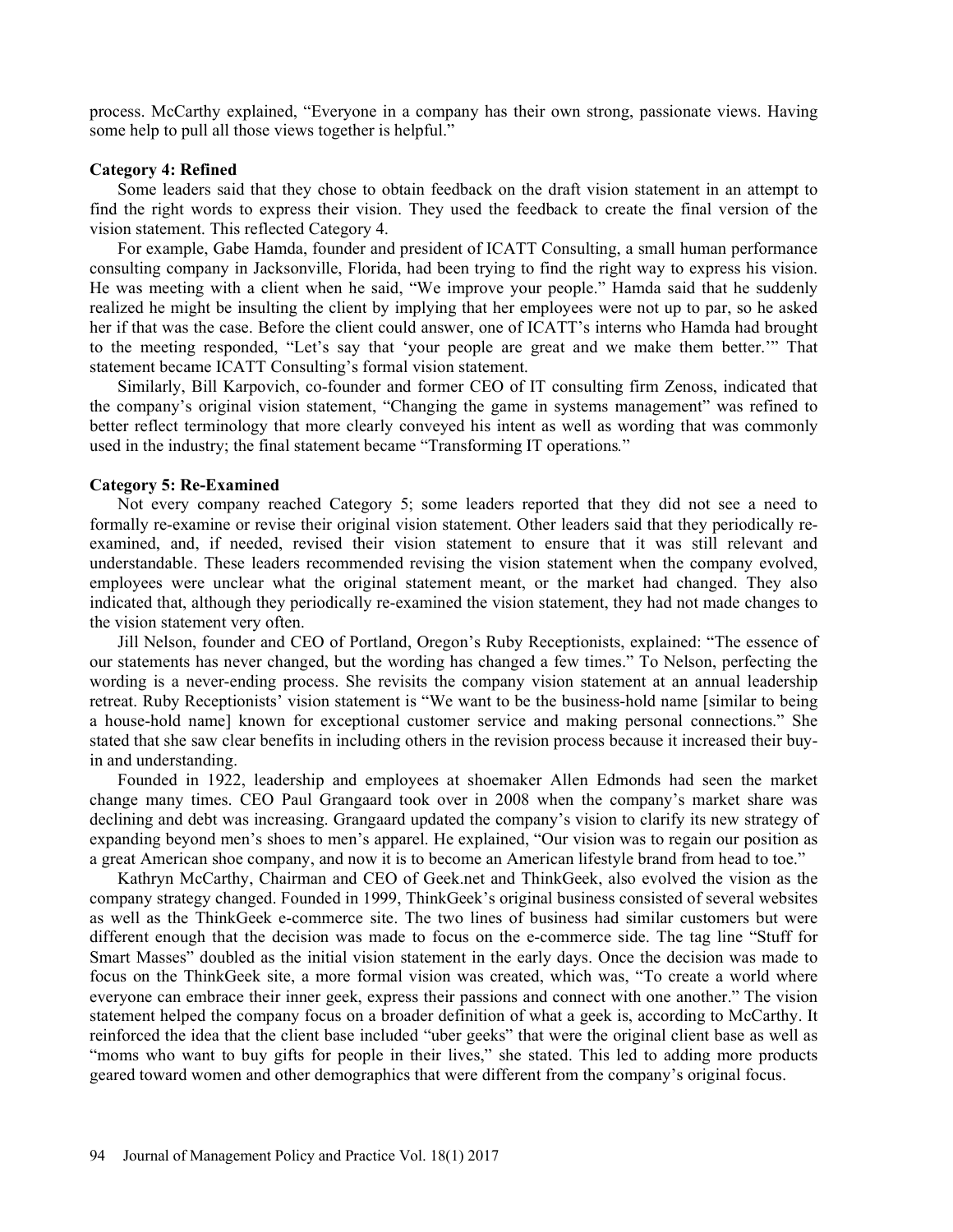process. McCarthy explained, "Everyone in a company has their own strong, passionate views. Having some help to pull all those views together is helpful."

**Category 4: Refined**

Some leaders said that they chose to obtain feedback on the draft vision statement in an attempt to find the right words to express their vision. They used the feedback to create the final version of the vision statement. This reflected Category 4.

For example, Gabe Hamda, founder and president of ICATT Consulting, a small human performance consulting company in Jacksonville, Florida, had been trying to find the right way to express his vision. He was meeting with a client when he said, "We improve your people." Hamda said that he suddenly realized he might be insulting the client by implying that her employees were not up to par, so he asked her if that was the case. Before the client could answer, one of ICATT's interns who Hamda had brought to the meeting responded, "Let's say that 'your people are great and we make them better.'" That statement became ICATT Consulting's formal vision statement.

Similarly, Bill Karpovich, co-founder and former CEO of IT consulting firm Zenoss, indicated that the company's original vision statement, "Changing the game in systems management" was refined to better reflect terminology that more clearly conveyed his intent as well as wording that was commonly used in the industry; the final statement became "Transforming IT operations*.*"

**Category 5: Re-Examined**

Not every company reached Category 5; some leaders reported that they did not see a need to formally re-examine or revise their original vision statement. Other leaders said that they periodically re-examined, and, if needed, revised their vision statement to ensure that it was still relevant and understandable. These leaders recommended revising the vision statement when the company evolved, employees were unclear what the original statement meant, or the market had changed. They also indicated that, although they periodically re-examined the vision statement, they had not made changes to the vision statement very often.

Jill Nelson, founder and CEO of Portland, Oregon's Ruby Receptionists, explained: "The essence of our statements has never changed, but the wording has changed a few times." To Nelson, perfecting the wording is a never-ending process. She revisits the company vision statement at an annual leadership retreat. Ruby Receptionists' vision statement is "We want to be the business-hold name [similar to being a house-hold name] known for exceptional customer service and making personal connections." She stated that she saw clear benefits in including others in the revision process because it increased their buy-in and understanding.

Founded in 1922, leadership and employees at shoemaker Allen Edmonds had seen the market change many times. CEO Paul Grangaard took over in 2008 when the company's market share was declining and debt was increasing. Grangaard updated the company's vision to clarify its new strategy of expanding beyond men's shoes to men's apparel. He explained, "Our vision was to regain our position as a great American shoe company, and now it is to become an American lifestyle brand from head to toe."

Kathryn McCarthy, Chairman and CEO of Geek.net and ThinkGeek, also evolved the vision as the company strategy changed. Founded in 1999, ThinkGeek's original business consisted of several websites as well as the ThinkGeek e-commerce site. The two lines of business had similar customers but were different enough that the decision was made to focus on the e-commerce side. The tag line "Stuff for Smart Masses" doubled as the initial vision statement in the early days. Once the decision was made to focus on the ThinkGeek site, a more formal vision was created, which was, "To create a world where everyone can embrace their inner geek, express their passions and connect with one another." The vision statement helped the company focus on a broader definition of what a geek is, according to McCarthy. It reinforced the idea that the client base included "uber geeks" that were the original client base as well as "moms who want to buy gifts for people in their lives," she stated. This led to adding more products geared toward women and other demographics that were different from the company's original focus.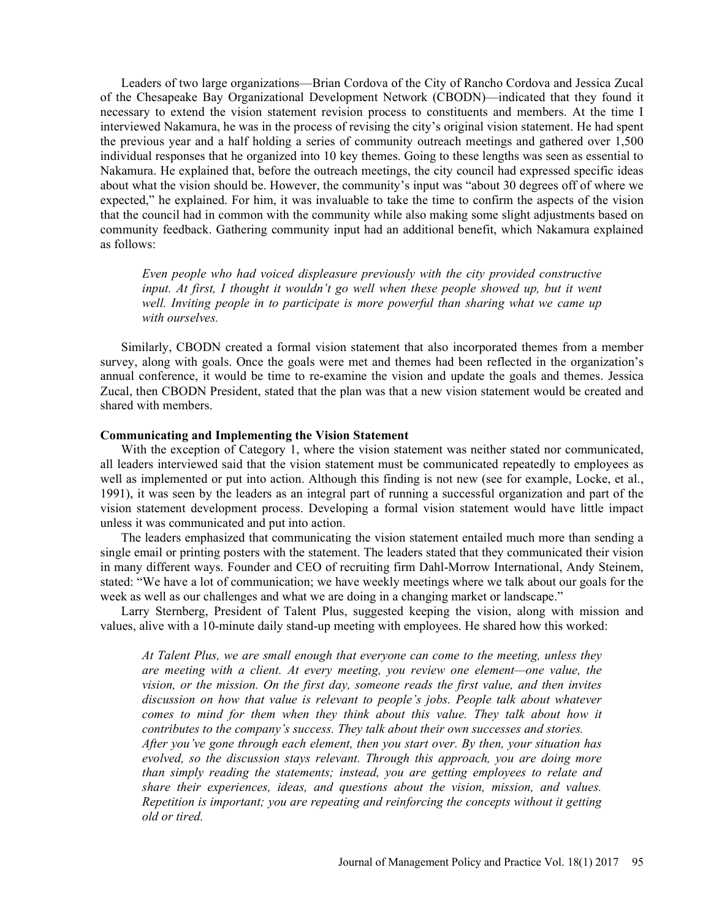Leaders of two large organizations—Brian Cordova of the City of Rancho Cordova and Jessica Zucal of the Chesapeake Bay Organizational Development Network (CBODN)—indicated that they found it necessary to extend the vision statement revision process to constituents and members. At the time I interviewed Nakamura, he was in the process of revising the city's original vision statement. He had spent the previous year and a half holding a series of community outreach meetings and gathered over 1,500 individual responses that he organized into 10 key themes. Going to these lengths was seen as essential to Nakamura. He explained that, before the outreach meetings, the city council had expressed specific ideas about what the vision should be. However, the community's input was "about 30 degrees off of where we expected," he explained. For him, it was invaluable to take the time to confirm the aspects of the vision that the council had in common with the community while also making some slight adjustments based on community feedback. Gathering community input had an additional benefit, which Nakamura explained as follows:

> *Even people who had voiced displeasure previously with the city provided constructive input. At first, I thought it wouldn't go well when these people showed up, but it went well. Inviting people in to participate is more powerful than sharing what we came up with ourselves.*

Similarly, CBODN created a formal vision statement that also incorporated themes from a member survey, along with goals. Once the goals were met and themes had been reflected in the organization's annual conference, it would be time to re-examine the vision and update the goals and themes. Jessica Zucal, then CBODN President, stated that the plan was that a new vision statement would be created and shared with members.

**Communicating and Implementing the Vision Statement**

With the exception of Category 1, where the vision statement was neither stated nor communicated, all leaders interviewed said that the vision statement must be communicated repeatedly to employees as well as implemented or put into action. Although this finding is not new (see for example, Locke, et al., 1991), it was seen by the leaders as an integral part of running a successful organization and part of the vision statement development process. Developing a formal vision statement would have little impact unless it was communicated and put into action.

The leaders emphasized that communicating the vision statement entailed much more than sending a single email or printing posters with the statement. The leaders stated that they communicated their vision in many different ways. Founder and CEO of recruiting firm Dahl-Morrow International, Andy Steinem, stated: "We have a lot of communication; we have weekly meetings where we talk about our goals for the week as well as our challenges and what we are doing in a changing market or landscape."

Larry Sternberg, President of Talent Plus, suggested keeping the vision, along with mission and values, alive with a 10-minute daily stand-up meeting with employees. He shared how this worked:

> *At Talent Plus, we are small enough that everyone can come to the meeting, unless they are meeting with a client. At every meeting, you review one element—one value, the vision, or the mission. On the first day, someone reads the first value, and then invites discussion on how that value is relevant to people's jobs. People talk about whatever comes to mind for them when they think about this value. They talk about how it contributes to the company's success. They talk about their own successes and stories.*
>
> *After you've gone through each element, then you start over. By then, your situation has evolved, so the discussion stays relevant. Through this approach, you are doing more than simply reading the statements; instead, you are getting employees to relate and share their experiences, ideas, and questions about the vision, mission, and values. Repetition is important; you are repeating and reinforcing the concepts without it getting old or tired.*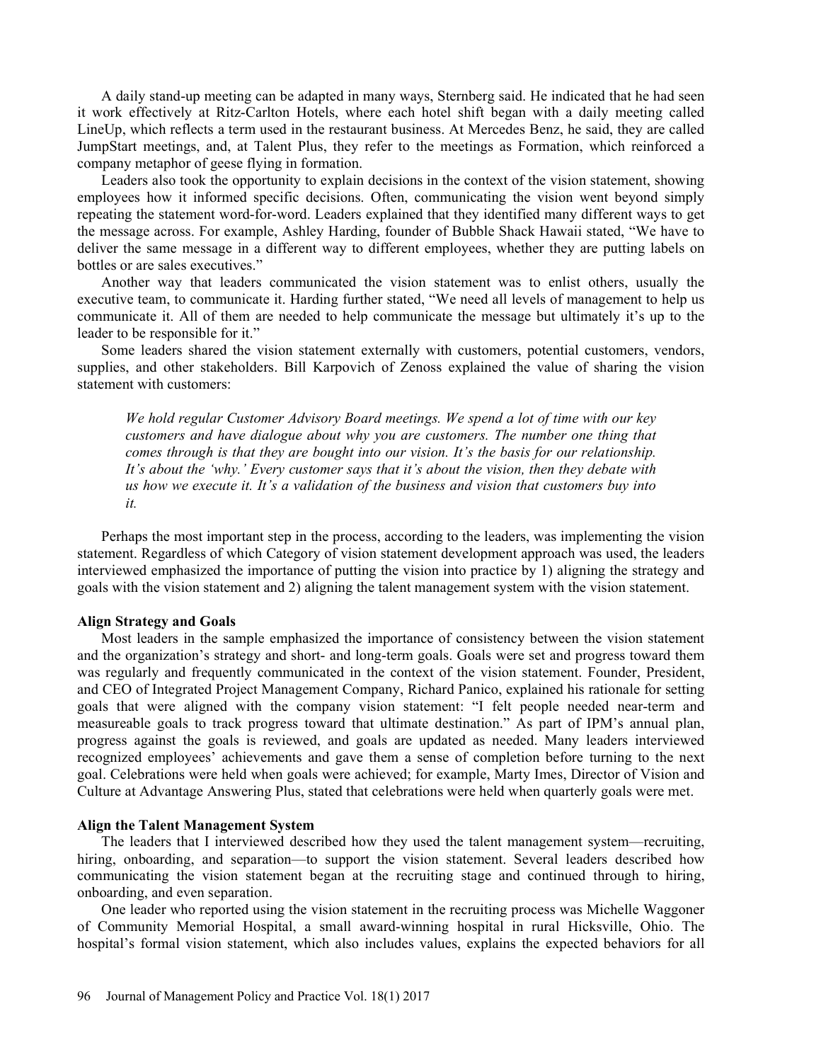A daily stand-up meeting can be adapted in many ways, Sternberg said. He indicated that he had seen it work effectively at Ritz-Carlton Hotels, where each hotel shift began with a daily meeting called LineUp, which reflects a term used in the restaurant business. At Mercedes Benz, he said, they are called JumpStart meetings, and, at Talent Plus, they refer to the meetings as Formation, which reinforced a company metaphor of geese flying in formation.

Leaders also took the opportunity to explain decisions in the context of the vision statement, showing employees how it informed specific decisions. Often, communicating the vision went beyond simply repeating the statement word-for-word. Leaders explained that they identified many different ways to get the message across. For example, Ashley Harding, founder of Bubble Shack Hawaii stated, "We have to deliver the same message in a different way to different employees, whether they are putting labels on bottles or are sales executives."

Another way that leaders communicated the vision statement was to enlist others, usually the executive team, to communicate it. Harding further stated, "We need all levels of management to help us communicate it. All of them are needed to help communicate the message but ultimately it's up to the leader to be responsible for it."

Some leaders shared the vision statement externally with customers, potential customers, vendors, supplies, and other stakeholders. Bill Karpovich of Zenoss explained the value of sharing the vision statement with customers:

> *We hold regular Customer Advisory Board meetings. We spend a lot of time with our key customers and have dialogue about why you are customers. The number one thing that comes through is that they are bought into our vision. It's the basis for our relationship. It's about the 'why.' Every customer says that it's about the vision, then they debate with us how we execute it. It's a validation of the business and vision that customers buy into it.*

Perhaps the most important step in the process, according to the leaders, was implementing the vision statement. Regardless of which Category of vision statement development approach was used, the leaders interviewed emphasized the importance of putting the vision into practice by 1) aligning the strategy and goals with the vision statement and 2) aligning the talent management system with the vision statement.

**Align Strategy and Goals**

Most leaders in the sample emphasized the importance of consistency between the vision statement and the organization's strategy and short- and long-term goals. Goals were set and progress toward them was regularly and frequently communicated in the context of the vision statement. Founder, President, and CEO of Integrated Project Management Company, Richard Panico, explained his rationale for setting goals that were aligned with the company vision statement: "I felt people needed near-term and measureable goals to track progress toward that ultimate destination." As part of IPM's annual plan, progress against the goals is reviewed, and goals are updated as needed. Many leaders interviewed recognized employees' achievements and gave them a sense of completion before turning to the next goal. Celebrations were held when goals were achieved; for example, Marty Imes, Director of Vision and Culture at Advantage Answering Plus, stated that celebrations were held when quarterly goals were met.

**Align the Talent Management System**

The leaders that I interviewed described how they used the talent management system—recruiting, hiring, onboarding, and separation—to support the vision statement. Several leaders described how communicating the vision statement began at the recruiting stage and continued through to hiring, onboarding, and even separation.

One leader who reported using the vision statement in the recruiting process was Michelle Waggoner of Community Memorial Hospital, a small award-winning hospital in rural Hicksville, Ohio. The hospital's formal vision statement, which also includes values, explains the expected behaviors for all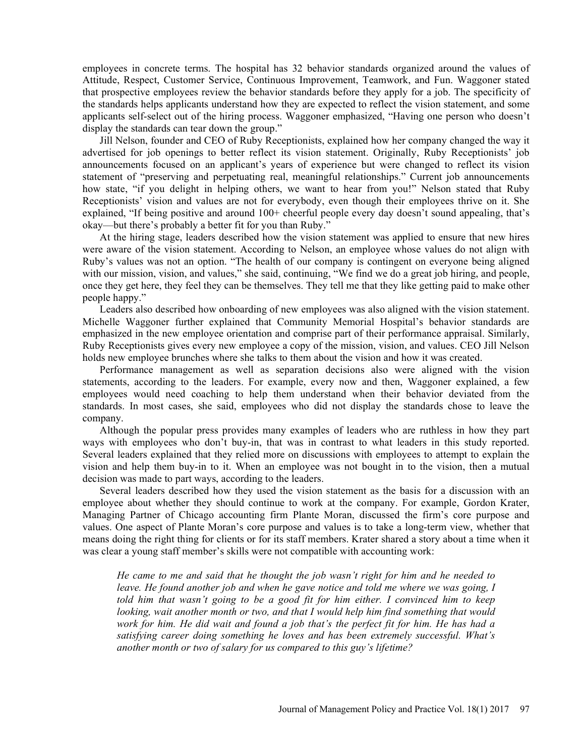employees in concrete terms. The hospital has 32 behavior standards organized around the values of Attitude, Respect, Customer Service, Continuous Improvement, Teamwork, and Fun. Waggoner stated that prospective employees review the behavior standards before they apply for a job. The specificity of the standards helps applicants understand how they are expected to reflect the vision statement, and some applicants self-select out of the hiring process. Waggoner emphasized, "Having one person who doesn't display the standards can tear down the group."

Jill Nelson, founder and CEO of Ruby Receptionists, explained how her company changed the way it advertised for job openings to better reflect its vision statement. Originally, Ruby Receptionists' job announcements focused on an applicant's years of experience but were changed to reflect its vision statement of "preserving and perpetuating real, meaningful relationships." Current job announcements how state, "if you delight in helping others, we want to hear from you!" Nelson stated that Ruby Receptionists' vision and values are not for everybody, even though their employees thrive on it. She explained, "If being positive and around 100+ cheerful people every day doesn't sound appealing, that's okay—but there's probably a better fit for you than Ruby."

At the hiring stage, leaders described how the vision statement was applied to ensure that new hires were aware of the vision statement. According to Nelson, an employee whose values do not align with Ruby's values was not an option. "The health of our company is contingent on everyone being aligned with our mission, vision, and values," she said, continuing, "We find we do a great job hiring, and people, once they get here, they feel they can be themselves. They tell me that they like getting paid to make other people happy."

Leaders also described how onboarding of new employees was also aligned with the vision statement. Michelle Waggoner further explained that Community Memorial Hospital's behavior standards are emphasized in the new employee orientation and comprise part of their performance appraisal. Similarly, Ruby Receptionists gives every new employee a copy of the mission, vision, and values. CEO Jill Nelson holds new employee brunches where she talks to them about the vision and how it was created.

Performance management as well as separation decisions also were aligned with the vision statements, according to the leaders. For example, every now and then, Waggoner explained, a few employees would need coaching to help them understand when their behavior deviated from the standards. In most cases, she said, employees who did not display the standards chose to leave the company.

Although the popular press provides many examples of leaders who are ruthless in how they part ways with employees who don't buy-in, that was in contrast to what leaders in this study reported. Several leaders explained that they relied more on discussions with employees to attempt to explain the vision and help them buy-in to it. When an employee was not bought in to the vision, then a mutual decision was made to part ways, according to the leaders.

Several leaders described how they used the vision statement as the basis for a discussion with an employee about whether they should continue to work at the company. For example, Gordon Krater, Managing Partner of Chicago accounting firm Plante Moran, discussed the firm's core purpose and values. One aspect of Plante Moran's core purpose and values is to take a long-term view, whether that means doing the right thing for clients or for its staff members. Krater shared a story about a time when it was clear a young staff member's skills were not compatible with accounting work:

> *He came to me and said that he thought the job wasn't right for him and he needed to leave. He found another job and when he gave notice and told me where we was going, I told him that wasn't going to be a good fit for him either. I convinced him to keep looking, wait another month or two, and that I would help him find something that would work for him. He did wait and found a job that's the perfect fit for him. He has had a satisfying career doing something he loves and has been extremely successful. What's another month or two of salary for us compared to this guy's lifetime?*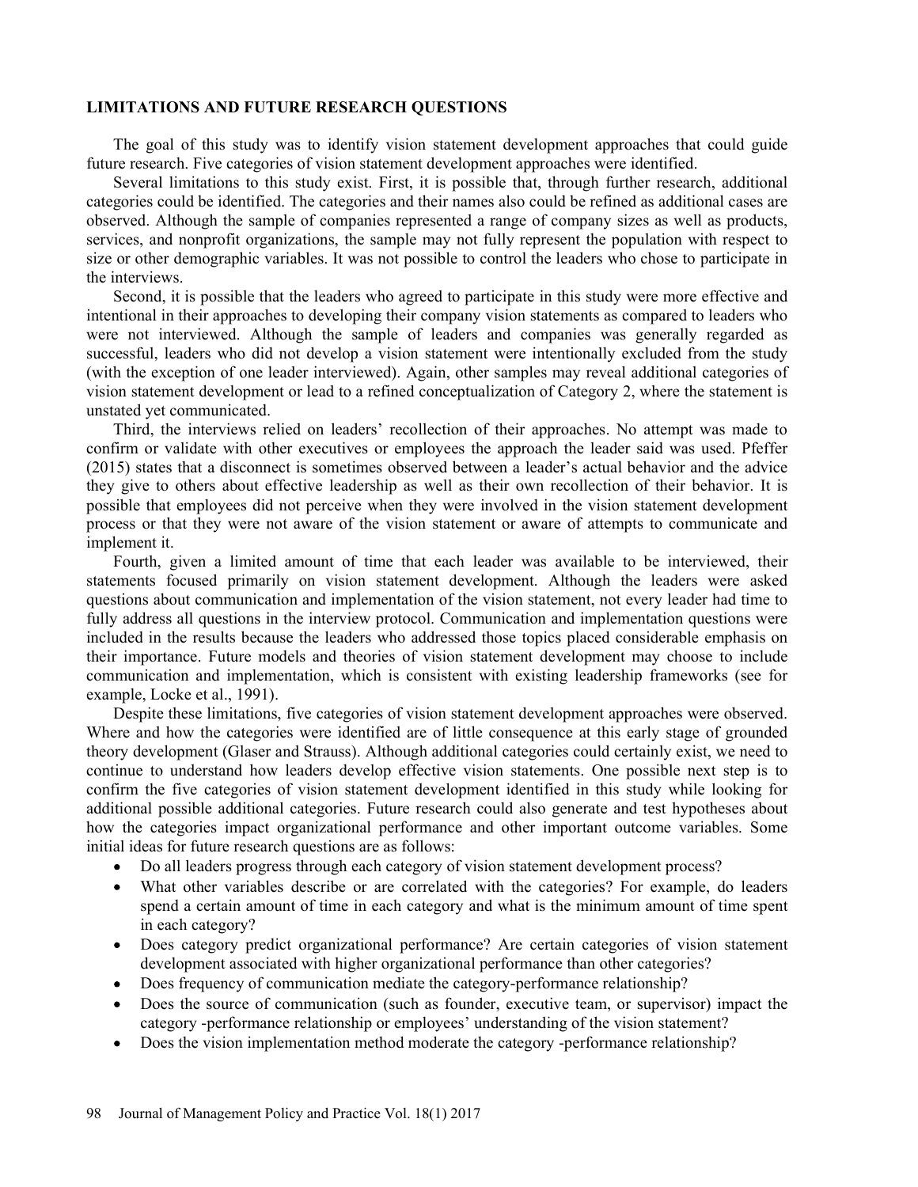## LIMITATIONS AND FUTURE RESEARCH QUESTIONS

The goal of this study was to identify vision statement development approaches that could guide future research. Five categories of vision statement development approaches were identified.

Several limitations to this study exist. First, it is possible that, through further research, additional categories could be identified. The categories and their names also could be refined as additional cases are observed. Although the sample of companies represented a range of company sizes as well as products, services, and nonprofit organizations, the sample may not fully represent the population with respect to size or other demographic variables. It was not possible to control the leaders who chose to participate in the interviews.

Second, it is possible that the leaders who agreed to participate in this study were more effective and intentional in their approaches to developing their company vision statements as compared to leaders who were not interviewed. Although the sample of leaders and companies was generally regarded as successful, leaders who did not develop a vision statement were intentionally excluded from the study (with the exception of one leader interviewed). Again, other samples may reveal additional categories of vision statement development or lead to a refined conceptualization of Category 2, where the statement is unstated yet communicated.

Third, the interviews relied on leaders' recollection of their approaches. No attempt was made to confirm or validate with other executives or employees the approach the leader said was used. Pfeffer (2015) states that a disconnect is sometimes observed between a leader's actual behavior and the advice they give to others about effective leadership as well as their own recollection of their behavior. It is possible that employees did not perceive when they were involved in the vision statement development process or that they were not aware of the vision statement or aware of attempts to communicate and implement it.

Fourth, given a limited amount of time that each leader was available to be interviewed, their statements focused primarily on vision statement development. Although the leaders were asked questions about communication and implementation of the vision statement, not every leader had time to fully address all questions in the interview protocol. Communication and implementation questions were included in the results because the leaders who addressed those topics placed considerable emphasis on their importance. Future models and theories of vision statement development may choose to include communication and implementation, which is consistent with existing leadership frameworks (see for example, Locke et al., 1991).

Despite these limitations, five categories of vision statement development approaches were observed. Where and how the categories were identified are of little consequence at this early stage of grounded theory development (Glaser and Strauss). Although additional categories could certainly exist, we need to continue to understand how leaders develop effective vision statements. One possible next step is to confirm the five categories of vision statement development identified in this study while looking for additional possible additional categories. Future research could also generate and test hypotheses about how the categories impact organizational performance and other important outcome variables. Some initial ideas for future research questions are as follows:

- Do all leaders progress through each category of vision statement development process?
- What other variables describe or are correlated with the categories? For example, do leaders spend a certain amount of time in each category and what is the minimum amount of time spent in each category?
- Does category predict organizational performance? Are certain categories of vision statement development associated with higher organizational performance than other categories?
- Does frequency of communication mediate the category-performance relationship?
- Does the source of communication (such as founder, executive team, or supervisor) impact the category -performance relationship or employees' understanding of the vision statement?
- Does the vision implementation method moderate the category -performance relationship?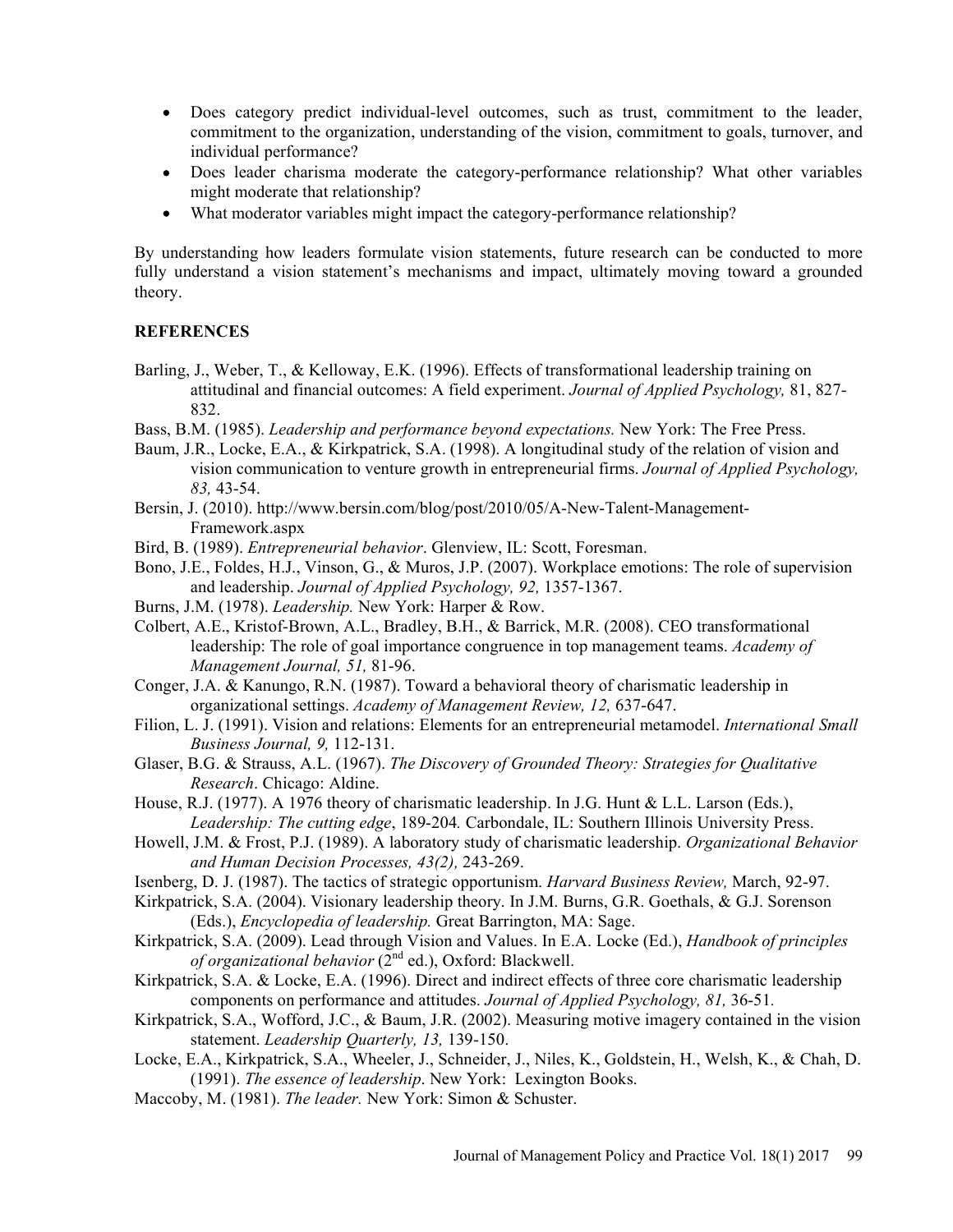- Does category predict individual-level outcomes, such as trust, commitment to the leader, commitment to the organization, understanding of the vision, commitment to goals, turnover, and individual performance?
- Does leader charisma moderate the category-performance relationship? What other variables might moderate that relationship?
- What moderator variables might impact the category-performance relationship?

By understanding how leaders formulate vision statements, future research can be conducted to more fully understand a vision statement's mechanisms and impact, ultimately moving toward a grounded theory.

## REFERENCES

Barling, J., Weber, T., & Kelloway, E.K. (1996). Effects of transformational leadership training on attitudinal and financial outcomes: A field experiment. *Journal of Applied Psychology,* 81, 827-832.

Bass, B.M. (1985). *Leadership and performance beyond expectations.* New York: The Free Press.

Baum, J.R., Locke, E.A., & Kirkpatrick, S.A. (1998). A longitudinal study of the relation of vision and vision communication to venture growth in entrepreneurial firms. *Journal of Applied Psychology, 83,* 43-54.

Bersin, J. (2010). http://www.bersin.com/blog/post/2010/05/A-New-Talent-Management-Framework.aspx

Bird, B. (1989). *Entrepreneurial behavior*. Glenview, IL: Scott, Foresman.

Bono, J.E., Foldes, H.J., Vinson, G., & Muros, J.P. (2007). Workplace emotions: The role of supervision and leadership. *Journal of Applied Psychology, 92,* 1357-1367.

Burns, J.M. (1978). *Leadership.* New York: Harper & Row.

Colbert, A.E., Kristof-Brown, A.L., Bradley, B.H., & Barrick, M.R. (2008). CEO transformational leadership: The role of goal importance congruence in top management teams. *Academy of Management Journal, 51,* 81-96.

Conger, J.A. & Kanungo, R.N. (1987). Toward a behavioral theory of charismatic leadership in organizational settings. *Academy of Management Review, 12,* 637-647.

Filion, L. J. (1991). Vision and relations: Elements for an entrepreneurial metamodel. *International Small Business Journal, 9,* 112-131.

Glaser, B.G. & Strauss, A.L. (1967). *The Discovery of Grounded Theory: Strategies for Qualitative Research*. Chicago: Aldine.

House, R.J. (1977). A 1976 theory of charismatic leadership. In J.G. Hunt & L.L. Larson (Eds.), *Leadership: The cutting edge*, 189-204*.* Carbondale, IL: Southern Illinois University Press.

Howell, J.M. & Frost, P.J. (1989). A laboratory study of charismatic leadership. *Organizational Behavior and Human Decision Processes, 43(2),* 243-269.

Isenberg, D. J. (1987). The tactics of strategic opportunism. *Harvard Business Review,* March, 92-97.

Kirkpatrick, S.A. (2004). Visionary leadership theory. In J.M. Burns, G.R. Goethals, & G.J. Sorenson (Eds.), *Encyclopedia of leadership.* Great Barrington, MA: Sage.

Kirkpatrick, S.A. (2009). Lead through Vision and Values. In E.A. Locke (Ed.), *Handbook of principles of organizational behavior* (2nd ed.), Oxford: Blackwell.

Kirkpatrick, S.A. & Locke, E.A. (1996). Direct and indirect effects of three core charismatic leadership components on performance and attitudes. *Journal of Applied Psychology, 81,* 36-51*.*

Kirkpatrick, S.A., Wofford, J.C., & Baum, J.R. (2002). Measuring motive imagery contained in the vision statement. *Leadership Quarterly, 13,* 139-150.

Locke, E.A., Kirkpatrick, S.A., Wheeler, J., Schneider, J., Niles, K., Goldstein, H., Welsh, K., & Chah, D. (1991). *The essence of leadership*. New York: Lexington Books.

Maccoby, M. (1981). *The leader.* New York: Simon & Schuster.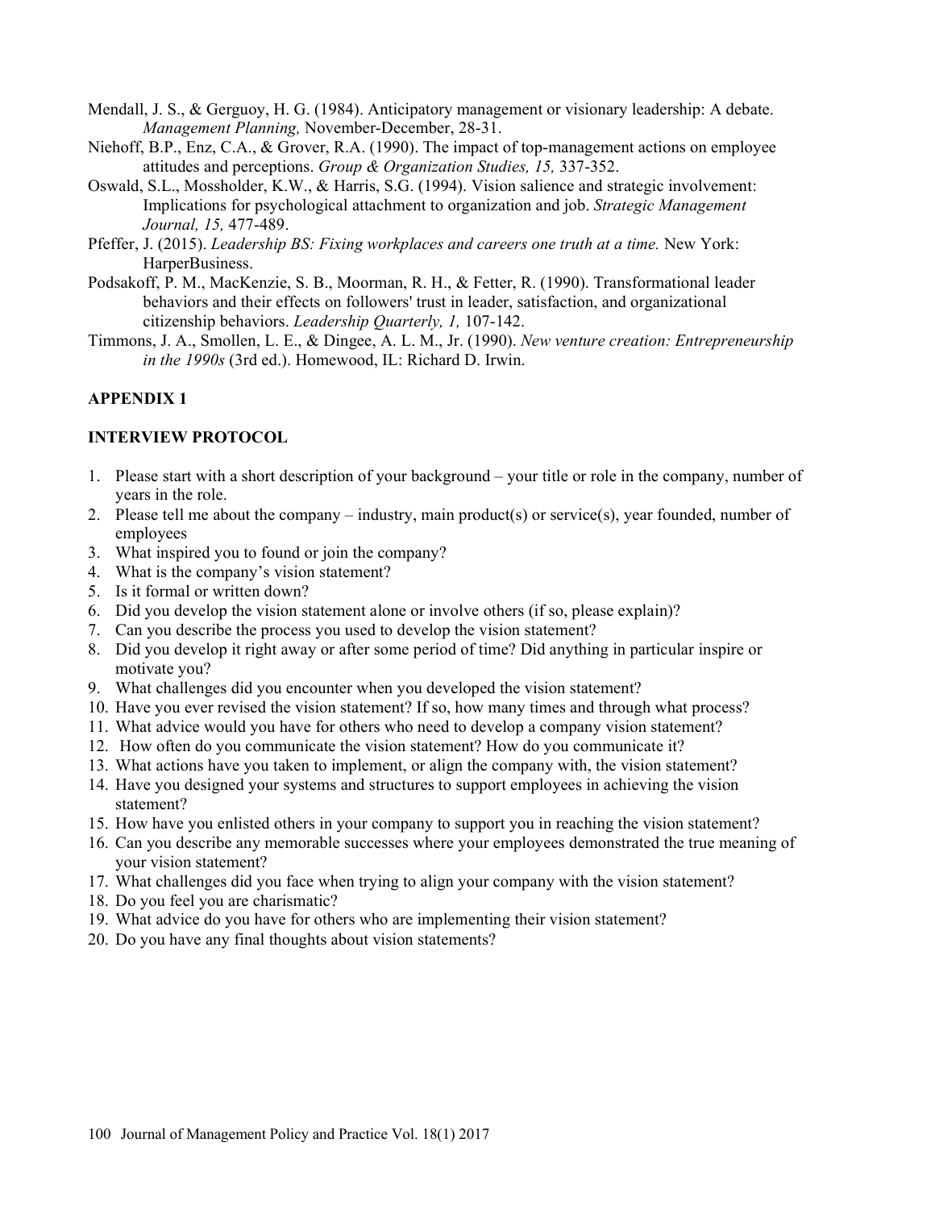Mendall, J. S., & Gerguoy, H. G. (1984). Anticipatory management or visionary leadership: A debate. *Management Planning,* November-December, 28-31.

Niehoff, B.P., Enz, C.A., & Grover, R.A. (1990). The impact of top-management actions on employee attitudes and perceptions. *Group & Organization Studies, 15,* 337-352.

Oswald, S.L., Mossholder, K.W., & Harris, S.G. (1994). Vision salience and strategic involvement: Implications for psychological attachment to organization and job. *Strategic Management Journal, 15,* 477-489.

Pfeffer, J. (2015). *Leadership BS: Fixing workplaces and careers one truth at a time.* New York: HarperBusiness.

Podsakoff, P. M., MacKenzie, S. B., Moorman, R. H., & Fetter, R. (1990). Transformational leader behaviors and their effects on followers' trust in leader, satisfaction, and organizational citizenship behaviors. *Leadership Quarterly, 1,* 107-142.

Timmons, J. A., Smollen, L. E., & Dingee, A. L. M., Jr. (1990). *New venture creation: Entrepreneurship in the 1990s* (3rd ed.). Homewood, IL: Richard D. Irwin.

## APPENDIX 1

### INTERVIEW PROTOCOL

1. Please start with a short description of your background – your title or role in the company, number of years in the role.
2. Please tell me about the company – industry, main product(s) or service(s), year founded, number of employees
3. What inspired you to found or join the company?
4. What is the company's vision statement?
5. Is it formal or written down?
6. Did you develop the vision statement alone or involve others (if so, please explain)?
7. Can you describe the process you used to develop the vision statement?
8. Did you develop it right away or after some period of time? Did anything in particular inspire or motivate you?
9. What challenges did you encounter when you developed the vision statement?
10. Have you ever revised the vision statement? If so, how many times and through what process?
11. What advice would you have for others who need to develop a company vision statement?
12. How often do you communicate the vision statement? How do you communicate it?
13. What actions have you taken to implement, or align the company with, the vision statement?
14. Have you designed your systems and structures to support employees in achieving the vision statement?
15. How have you enlisted others in your company to support you in reaching the vision statement?
16. Can you describe any memorable successes where your employees demonstrated the true meaning of your vision statement?
17. What challenges did you face when trying to align your company with the vision statement?
18. Do you feel you are charismatic?
19. What advice do you have for others who are implementing their vision statement?
20. Do you have any final thoughts about vision statements?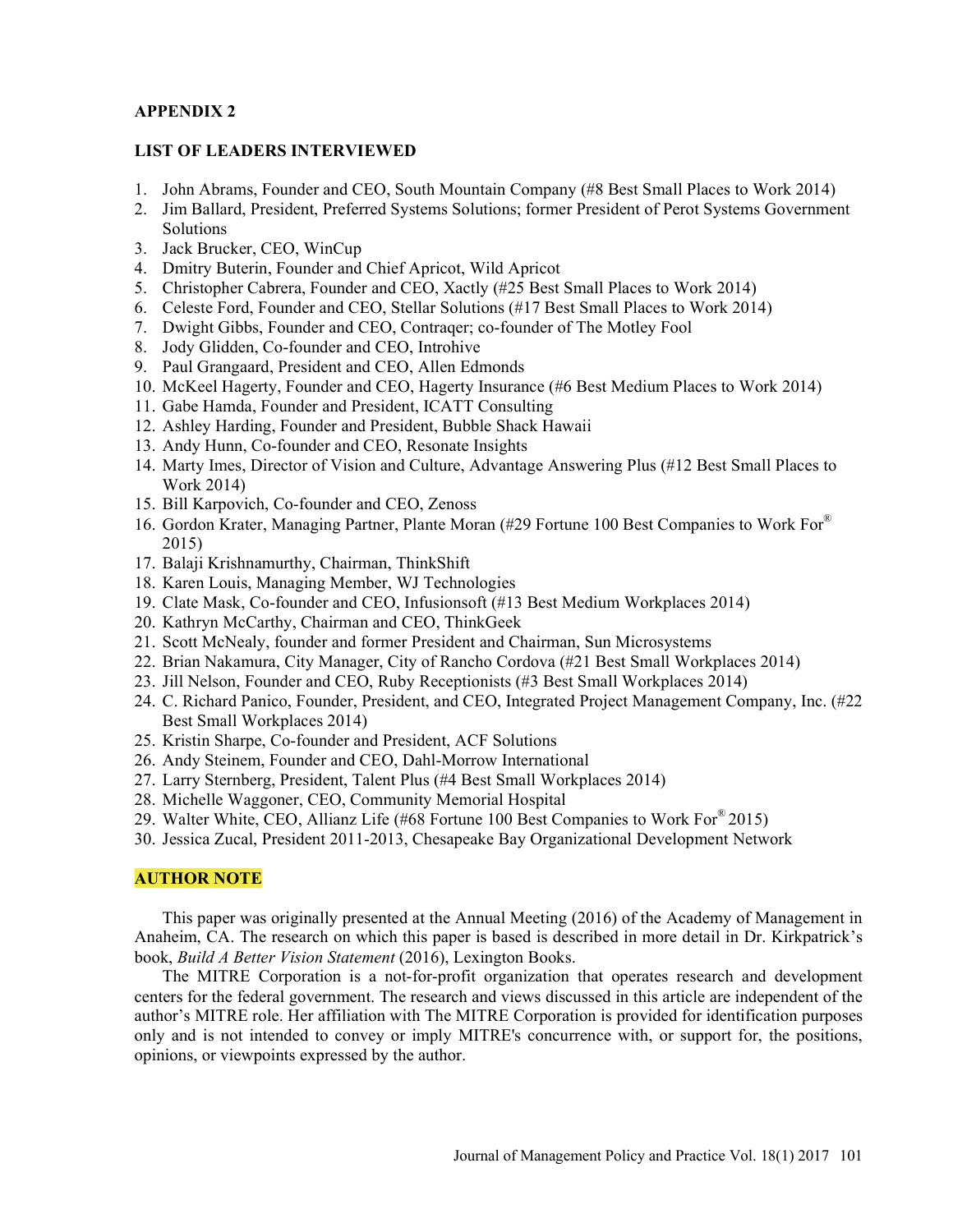## APPENDIX 2

### LIST OF LEADERS INTERVIEWED

1. John Abrams, Founder and CEO, South Mountain Company (#8 Best Small Places to Work 2014)
2. Jim Ballard, President, Preferred Systems Solutions; former President of Perot Systems Government Solutions
3. Jack Brucker, CEO, WinCup
4. Dmitry Buterin, Founder and Chief Apricot, Wild Apricot
5. Christopher Cabrera, Founder and CEO, Xactly (#25 Best Small Places to Work 2014)
6. Celeste Ford, Founder and CEO, Stellar Solutions (#17 Best Small Places to Work 2014)
7. Dwight Gibbs, Founder and CEO, Contraqer; co-founder of The Motley Fool
8. Jody Glidden, Co-founder and CEO, Introhive
9. Paul Grangaard, President and CEO, Allen Edmonds
10. McKeel Hagerty, Founder and CEO, Hagerty Insurance (#6 Best Medium Places to Work 2014)
11. Gabe Hamda, Founder and President, ICATT Consulting
12. Ashley Harding, Founder and President, Bubble Shack Hawaii
13. Andy Hunn, Co-founder and CEO, Resonate Insights
14. Marty Imes, Director of Vision and Culture, Advantage Answering Plus (#12 Best Small Places to Work 2014)
15. Bill Karpovich, Co-founder and CEO, Zenoss
16. Gordon Krater, Managing Partner, Plante Moran (#29 Fortune 100 Best Companies to Work For® 2015)
17. Balaji Krishnamurthy, Chairman, ThinkShift
18. Karen Louis, Managing Member, WJ Technologies
19. Clate Mask, Co-founder and CEO, Infusionsoft (#13 Best Medium Workplaces 2014)
20. Kathryn McCarthy, Chairman and CEO, ThinkGeek
21. Scott McNealy, founder and former President and Chairman, Sun Microsystems
22. Brian Nakamura, City Manager, City of Rancho Cordova (#21 Best Small Workplaces 2014)
23. Jill Nelson, Founder and CEO, Ruby Receptionists (#3 Best Small Workplaces 2014)
24. C. Richard Panico, Founder, President, and CEO, Integrated Project Management Company, Inc. (#22 Best Small Workplaces 2014)
25. Kristin Sharpe, Co-founder and President, ACF Solutions
26. Andy Steinem, Founder and CEO, Dahl-Morrow International
27. Larry Sternberg, President, Talent Plus (#4 Best Small Workplaces 2014)
28. Michelle Waggoner, CEO, Community Memorial Hospital
29. Walter White, CEO, Allianz Life (#68 Fortune 100 Best Companies to Work For® 2015)
30. Jessica Zucal, President 2011-2013, Chesapeake Bay Organizational Development Network

### AUTHOR NOTE

This paper was originally presented at the Annual Meeting (2016) of the Academy of Management in Anaheim, CA. The research on which this paper is based is described in more detail in Dr. Kirkpatrick's book, *Build A Better Vision Statement* (2016), Lexington Books.

The MITRE Corporation is a not-for-profit organization that operates research and development centers for the federal government. The research and views discussed in this article are independent of the author's MITRE role. Her affiliation with The MITRE Corporation is provided for identification purposes only and is not intended to convey or imply MITRE's concurrence with, or support for, the positions, opinions, or viewpoints expressed by the author.